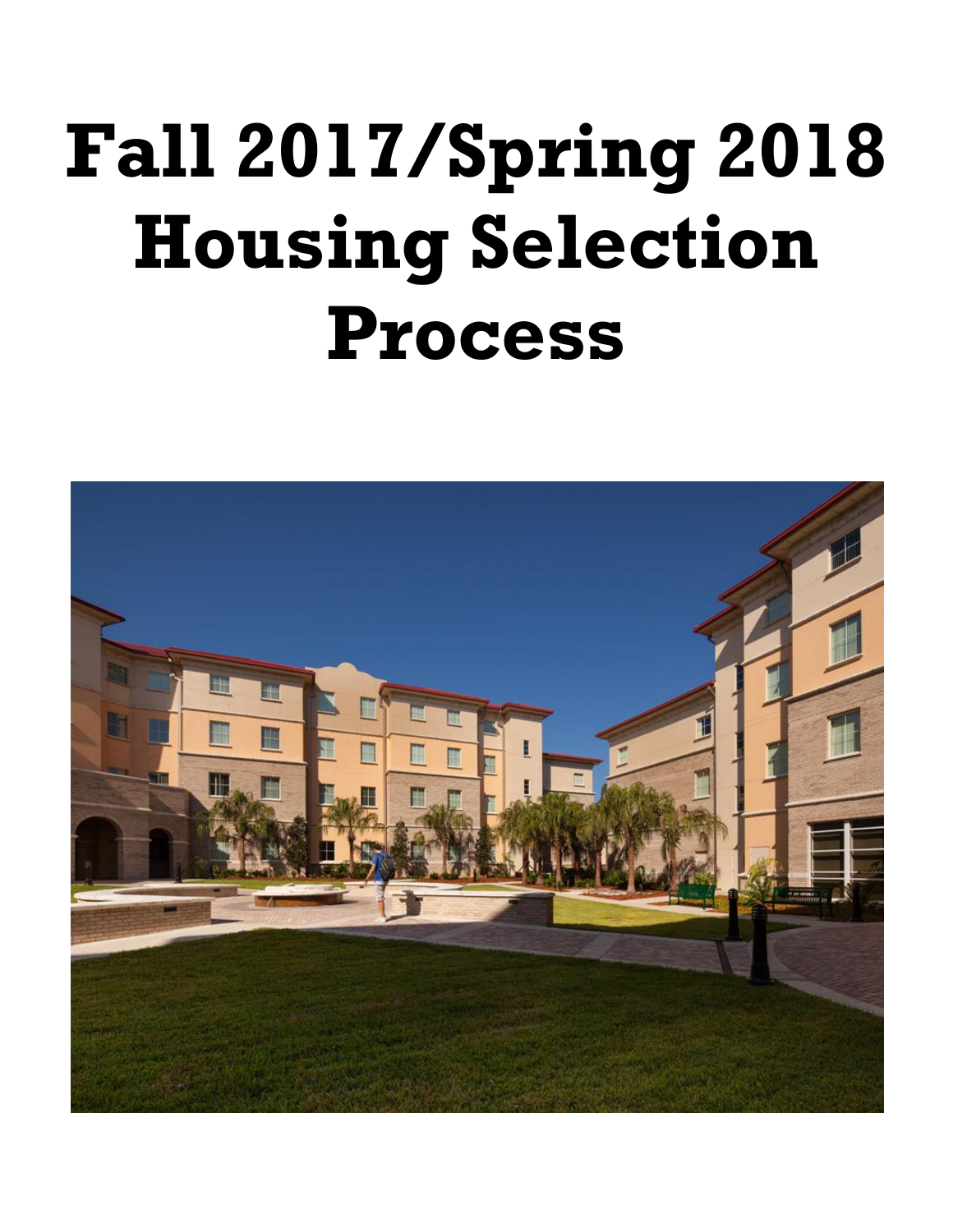# Fall 2017/Spring 2018 Housing Selection Process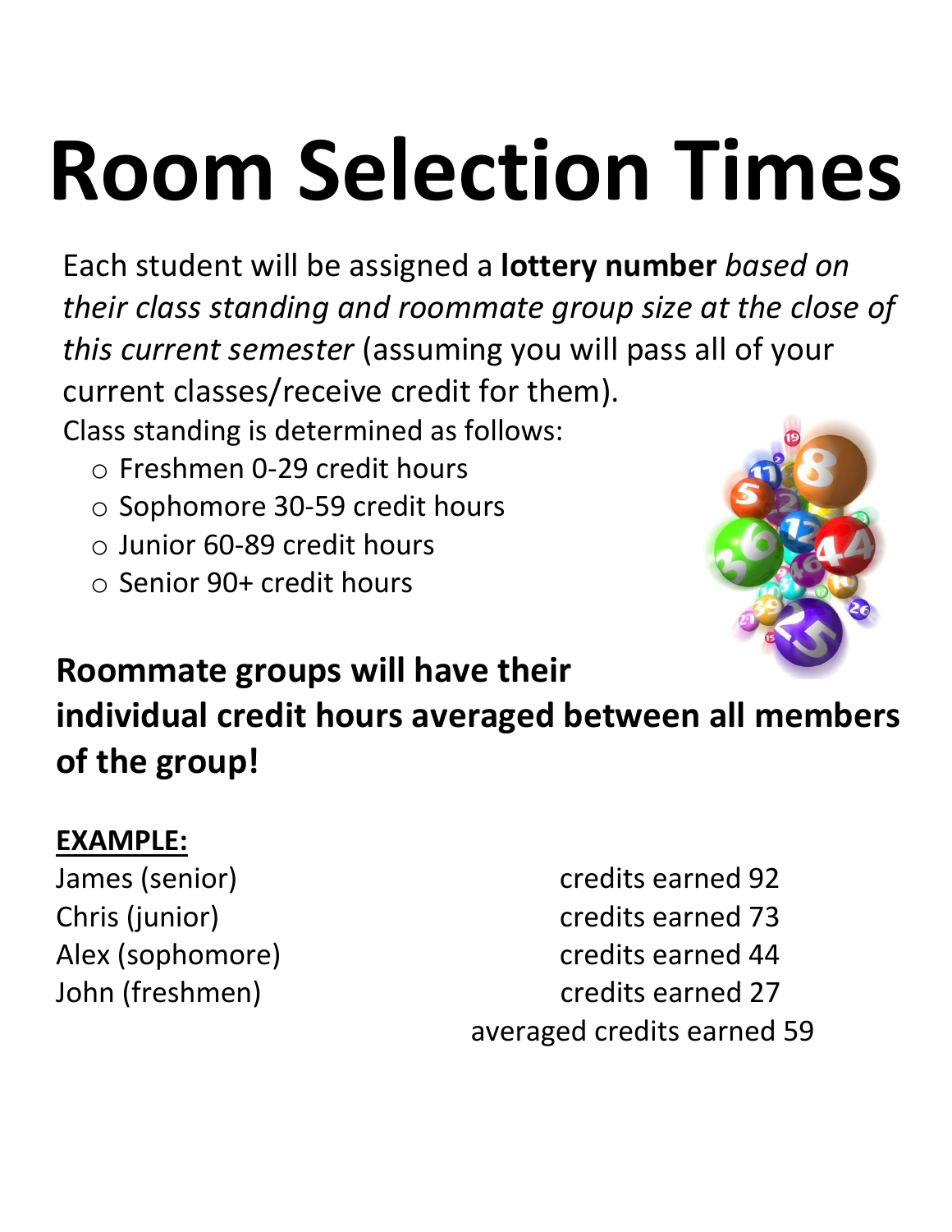# Room Selection Times

Each student will be assigned a **lottery number** *based on their class standing and roommate group size at the close of this current semester* (assuming you will pass all of your current classes/receive credit for them).

Class standing is determined as follows:

- Freshmen 0-29 credit hours
- Sophomore 30-59 credit hours
- Junior 60-89 credit hours
- Senior 90+ credit hours

**Roommate groups will have their individual credit hours averaged between all members of the group!**

**EXAMPLE:**

| | |
|---|---|
| James (senior) | credits earned 92 |
| Chris (junior) | credits earned 73 |
| Alex (sophomore) | credits earned 44 |
| John (freshmen) | credits earned 27 |
| | averaged credits earned 59 |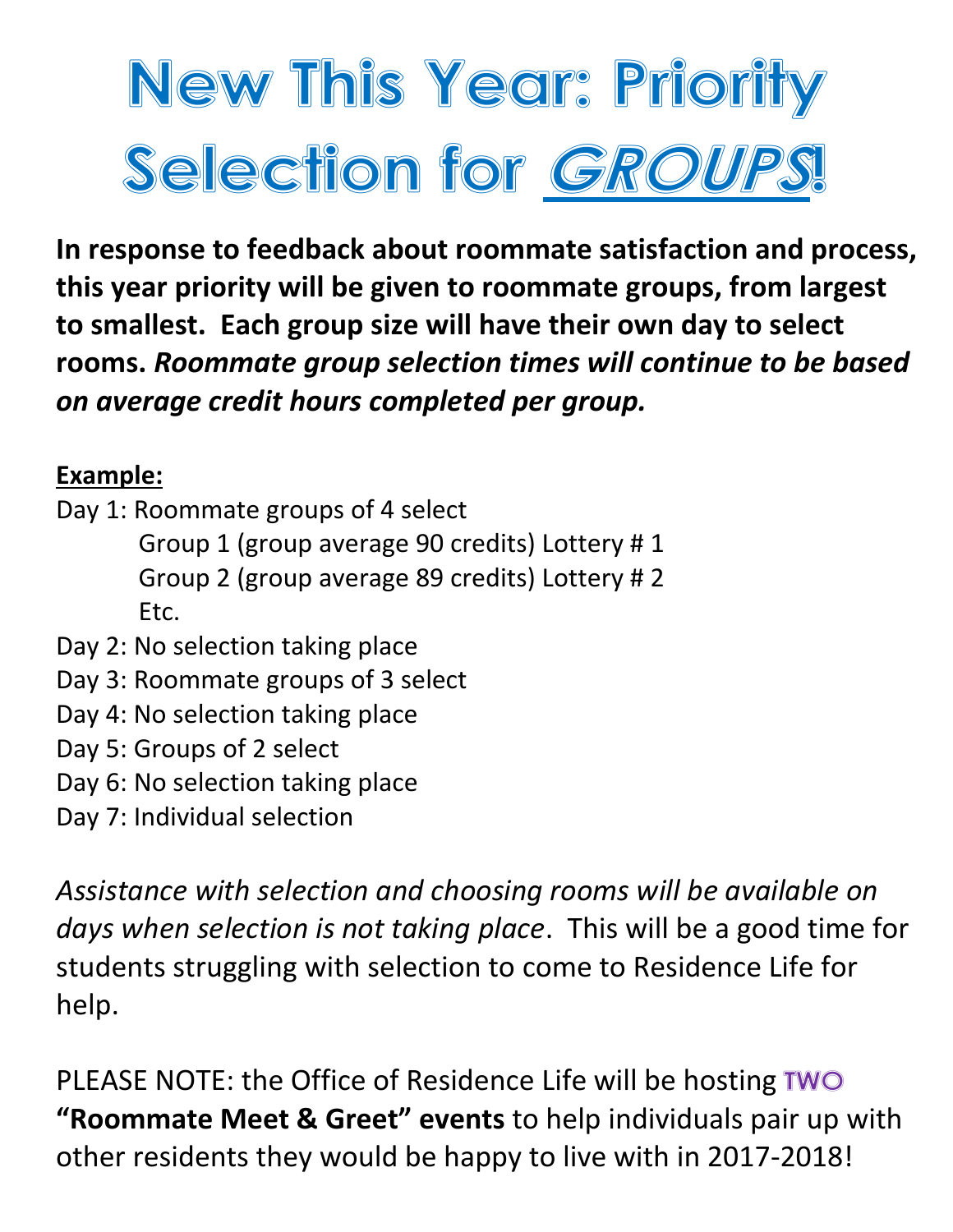# New This Year: Priority Selection for *GROUPS*!

**In response to feedback about roommate satisfaction and process, this year priority will be given to roommate groups, from largest to smallest. Each group size will have their own day to select rooms. *Roommate group selection times will continue to be based on average credit hours completed per group.***

**Example:**

Day 1: Roommate groups of 4 select
 Group 1 (group average 90 credits) Lottery # 1
 Group 2 (group average 89 credits) Lottery # 2
 Etc.
Day 2: No selection taking place
Day 3: Roommate groups of 3 select
Day 4: No selection taking place
Day 5: Groups of 2 select
Day 6: No selection taking place
Day 7: Individual selection

*Assistance with selection and choosing rooms will be available on days when selection is not taking place*. This will be a good time for students struggling with selection to come to Residence Life for help.

PLEASE NOTE: the Office of Residence Life will be hosting **TWO** **"Roommate Meet & Greet" events** to help individuals pair up with other residents they would be happy to live with in 2017-2018!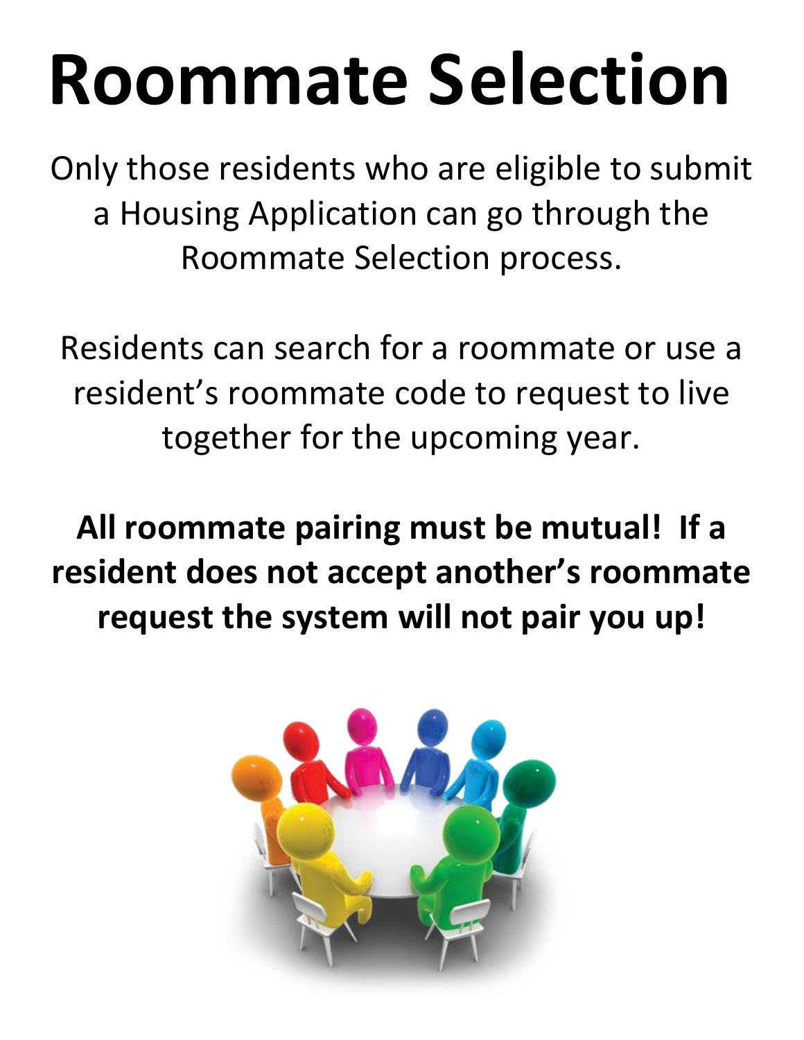# Roommate Selection

Only those residents who are eligible to submit a Housing Application can go through the Roommate Selection process.

Residents can search for a roommate or use a resident's roommate code to request to live together for the upcoming year.

**All roommate pairing must be mutual! If a resident does not accept another's roommate request the system will not pair you up!**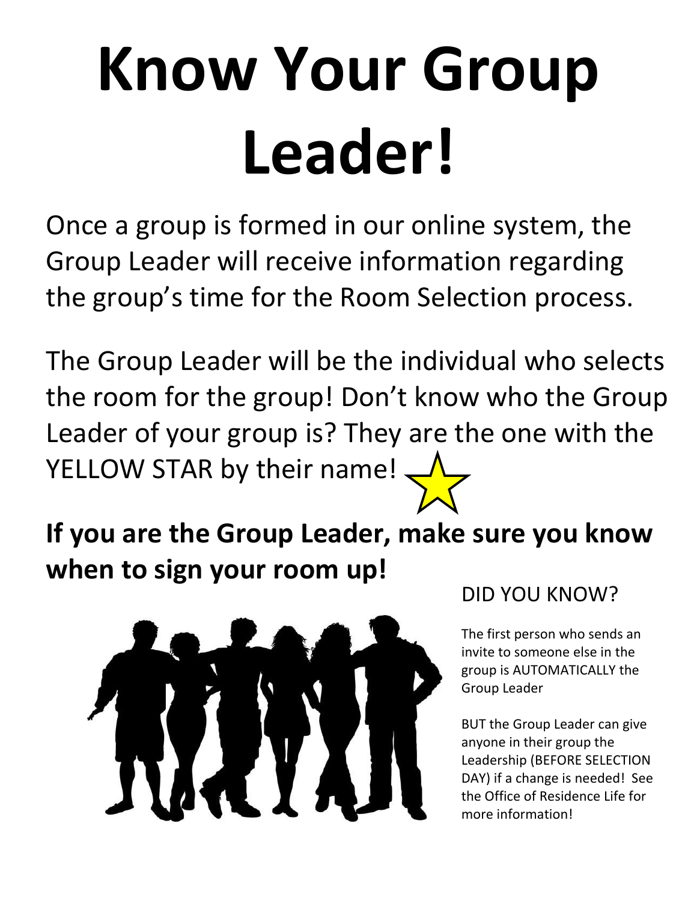# Know Your Group Leader!

Once a group is formed in our online system, the Group Leader will receive information regarding the group's time for the Room Selection process.

The Group Leader will be the individual who selects the room for the group! Don't know who the Group Leader of your group is? They are the one with the YELLOW STAR by their name!

**If you are the Group Leader, make sure you know when to sign your room up!**

DID YOU KNOW?

The first person who sends an invite to someone else in the group is AUTOMATICALLY the Group Leader

BUT the Group Leader can give anyone in their group the Leadership (BEFORE SELECTION DAY) if a change is needed! See the Office of Residence Life for more information!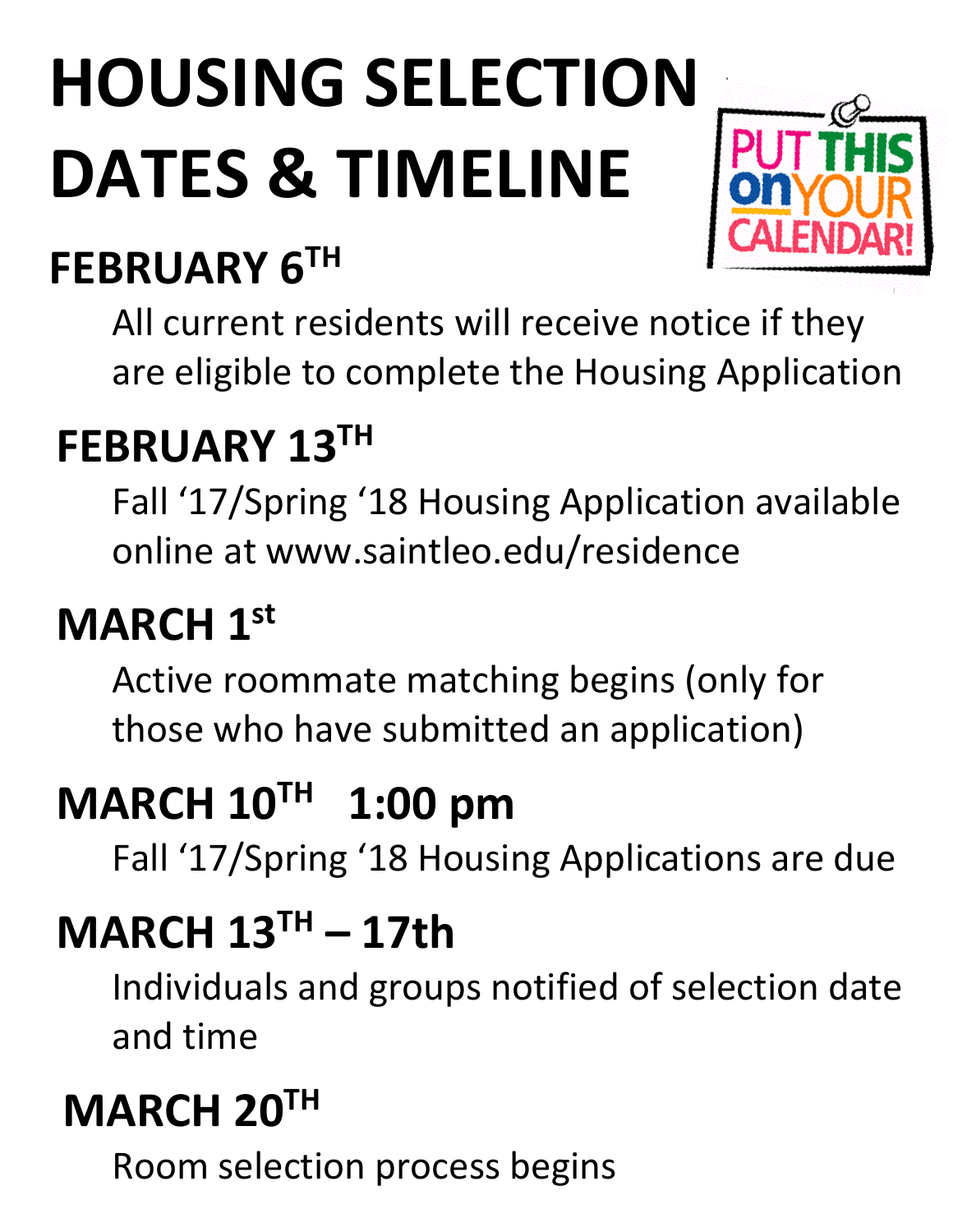# HOUSING SELECTION DATES & TIMELINE

PUT THIS on YOUR CALENDAR!

## FEBRUARY 6TH

All current residents will receive notice if they are eligible to complete the Housing Application

## FEBRUARY 13TH

Fall '17/Spring '18 Housing Application available online at www.saintleo.edu/residence

## MARCH 1st

Active roommate matching begins (only for those who have submitted an application)

## MARCH 10TH 1:00 pm

Fall '17/Spring '18 Housing Applications are due

## MARCH 13TH – 17th

Individuals and groups notified of selection date and time

## MARCH 20TH

Room selection process begins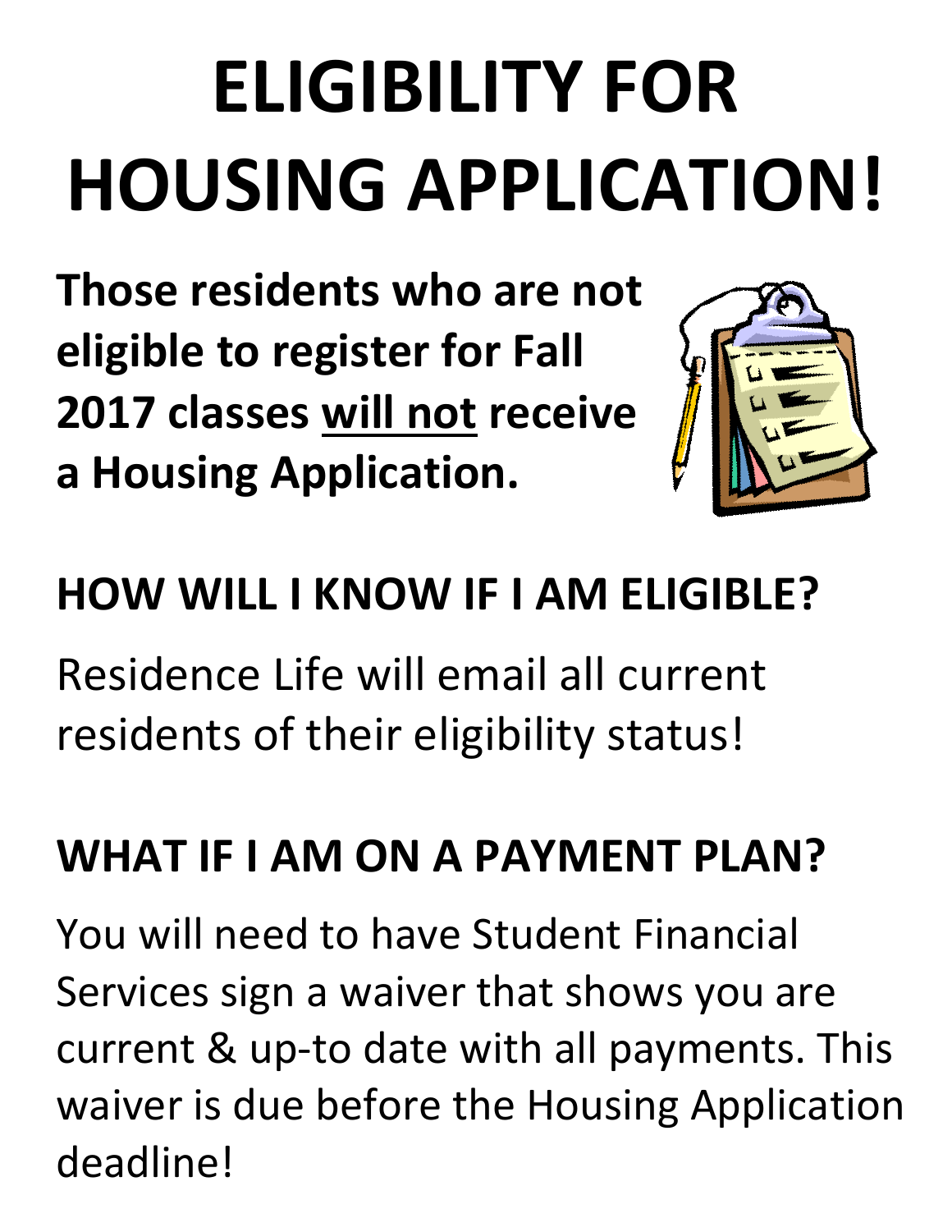# ELIGIBILITY FOR HOUSING APPLICATION!

**Those residents who are not eligible to register for Fall 2017 classes <u>will not</u> receive a Housing Application.**

## HOW WILL I KNOW IF I AM ELIGIBLE?

Residence Life will email all current residents of their eligibility status!

## WHAT IF I AM ON A PAYMENT PLAN?

You will need to have Student Financial Services sign a waiver that shows you are current & up-to date with all payments. This waiver is due before the Housing Application deadline!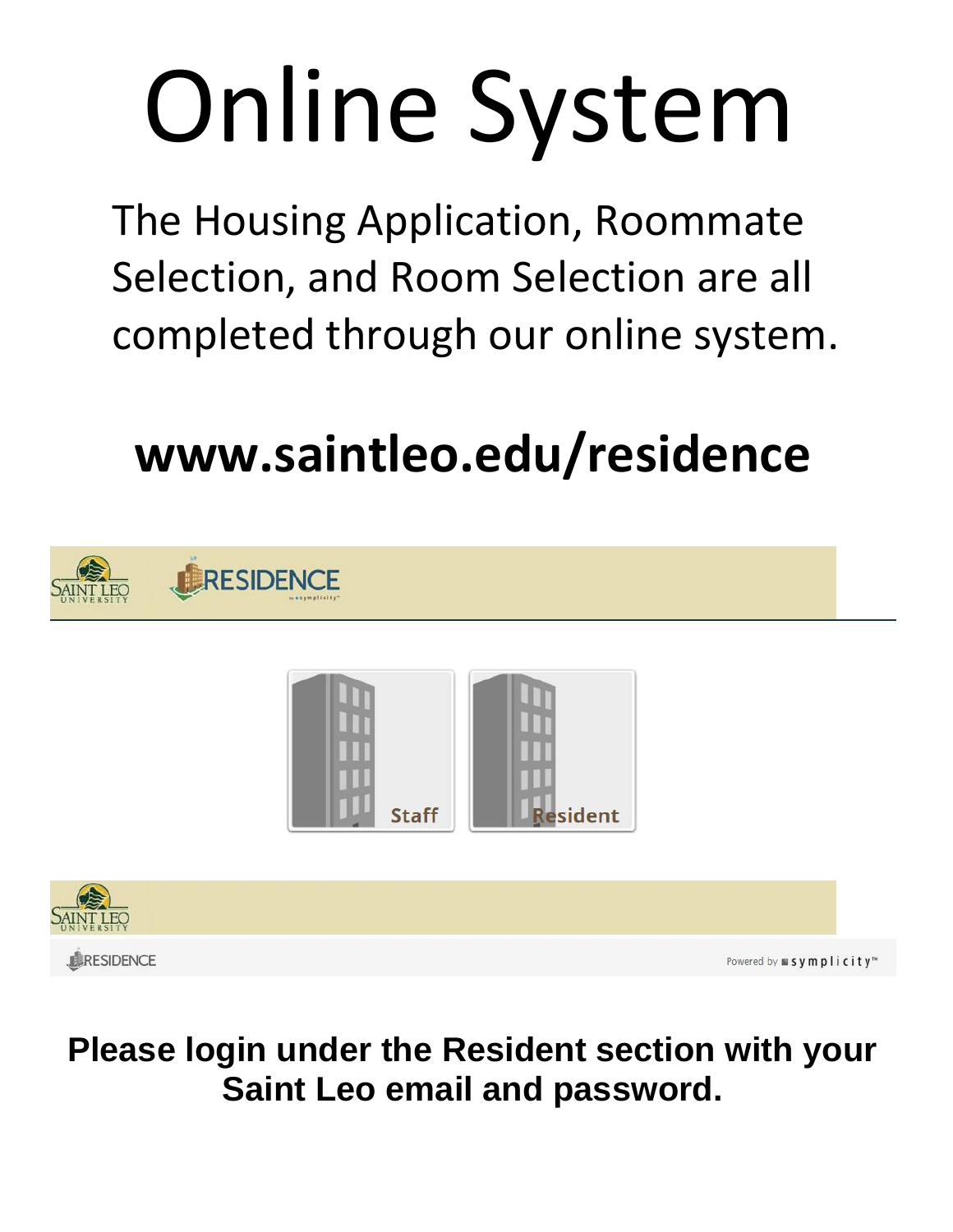# Online System

The Housing Application, Roommate Selection, and Room Selection are all completed through our online system.

## www.saintleo.edu/residence

SAINT LEO UNIVERSITY RESIDENCE

Staff

Resident

SAINT LEO UNIVERSITY

RESIDENCE

Powered by symplicity™

**Please login under the Resident section with your Saint Leo email and password.**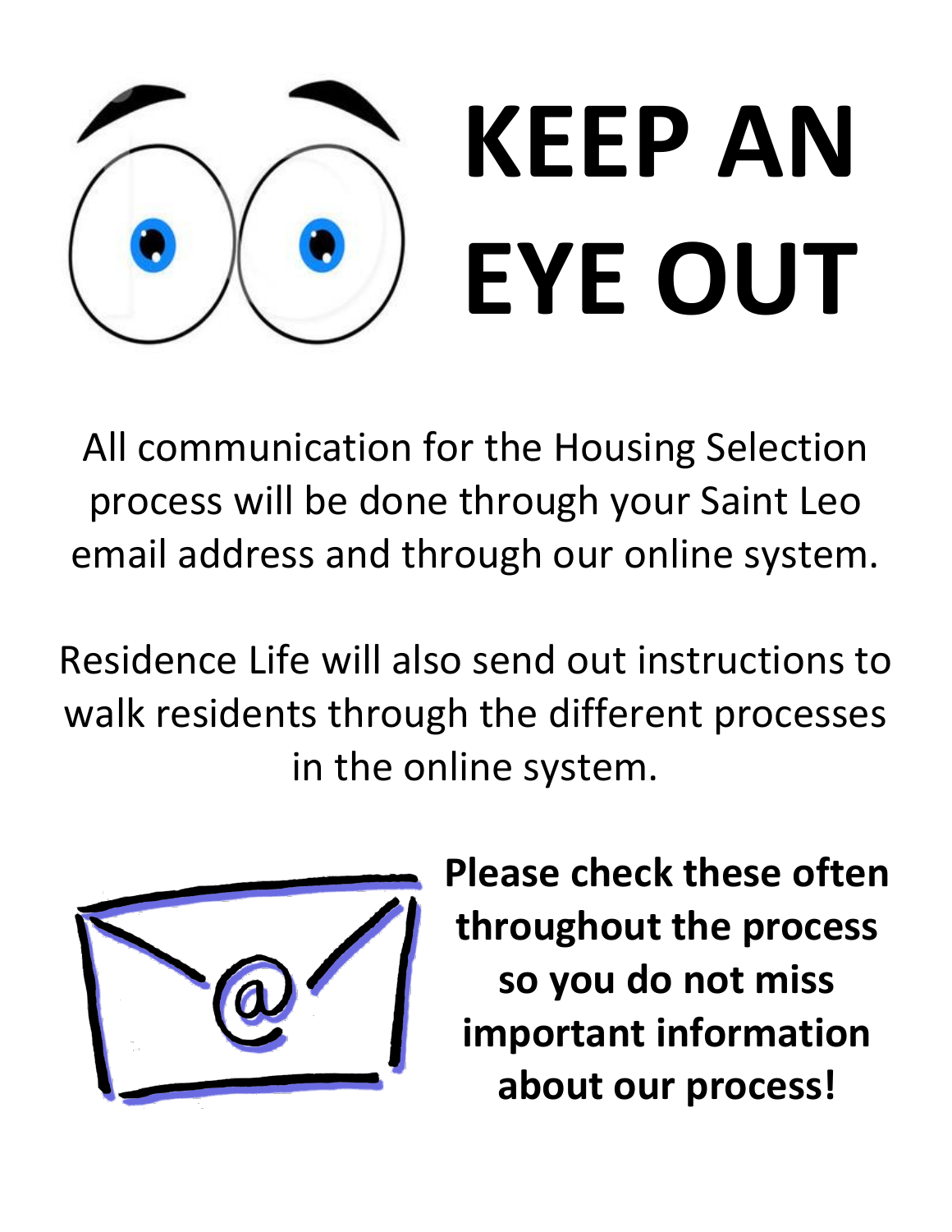# KEEP AN EYE OUT

All communication for the Housing Selection process will be done through your Saint Leo email address and through our online system.

Residence Life will also send out instructions to walk residents through the different processes in the online system.

**Please check these often throughout the process so you do not miss important information about our process!**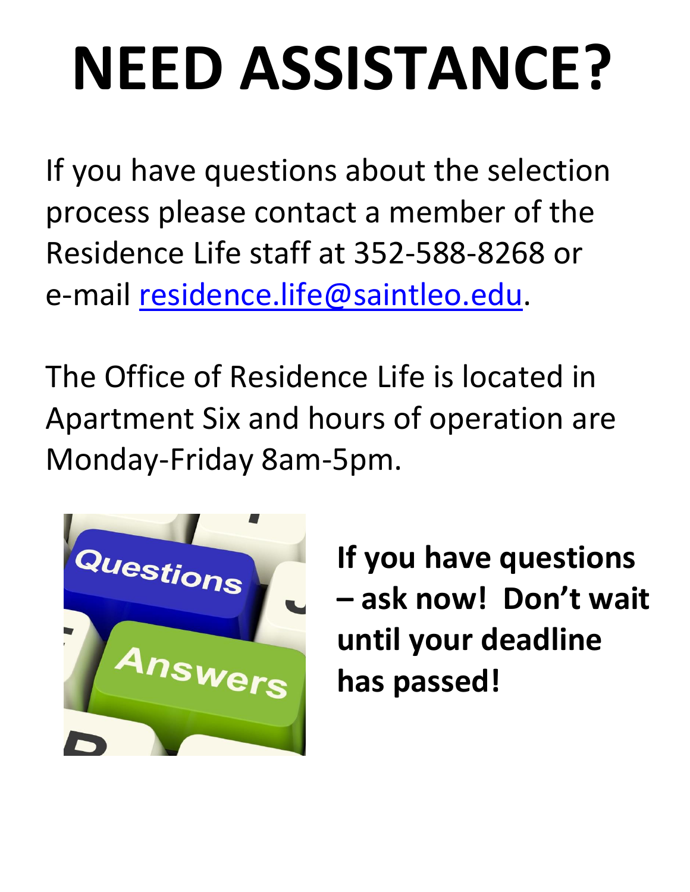# NEED ASSISTANCE?

If you have questions about the selection process please contact a member of the Residence Life staff at 352-588-8268 or e-mail residence.life@saintleo.edu.

The Office of Residence Life is located in Apartment Six and hours of operation are Monday-Friday 8am-5pm.

**If you have questions – ask now! Don't wait until your deadline has passed!**